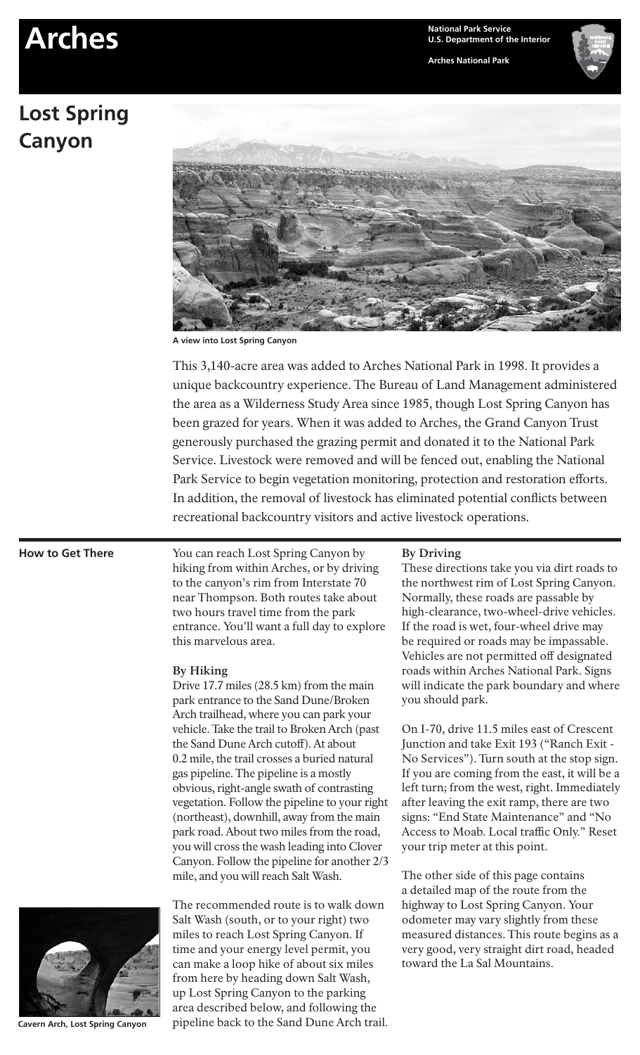# Arches

National Park Service
U.S. Department of the Interior

Arches National Park

## Lost Spring Canyon

A view into Lost Spring Canyon

This 3,140-acre area was added to Arches National Park in 1998. It provides a unique backcountry experience. The Bureau of Land Management administered the area as a Wilderness Study Area since 1985, though Lost Spring Canyon has been grazed for years. When it was added to Arches, the Grand Canyon Trust generously purchased the grazing permit and donated it to the National Park Service. Livestock were removed and will be fenced out, enabling the National Park Service to begin vegetation monitoring, protection and restoration efforts. In addition, the removal of livestock has eliminated potential conflicts between recreational backcountry visitors and active livestock operations.

### How to Get There

You can reach Lost Spring Canyon by hiking from within Arches, or by driving to the canyon's rim from Interstate 70 near Thompson. Both routes take about two hours travel time from the park entrance. You'll want a full day to explore this marvelous area.

#### By Hiking

Drive 17.7 miles (28.5 km) from the main park entrance to the Sand Dune/Broken Arch trailhead, where you can park your vehicle. Take the trail to Broken Arch (past the Sand Dune Arch cutoff). At about 0.2 mile, the trail crosses a buried natural gas pipeline. The pipeline is a mostly obvious, right-angle swath of contrasting vegetation. Follow the pipeline to your right (northeast), downhill, away from the main park road. About two miles from the road, you will cross the wash leading into Clover Canyon. Follow the pipeline for another 2/3 mile, and you will reach Salt Wash.

The recommended route is to walk down Salt Wash (south, or to your right) two miles to reach Lost Spring Canyon. If time and your energy level permit, you can make a loop hike of about six miles from here by heading down Salt Wash, up Lost Spring Canyon to the parking area described below, and following the pipeline back to the Sand Dune Arch trail.

Cavern Arch, Lost Spring Canyon

#### By Driving

These directions take you via dirt roads to the northwest rim of Lost Spring Canyon. Normally, these roads are passable by high-clearance, two-wheel-drive vehicles. If the road is wet, four-wheel drive may be required or roads may be impassable. Vehicles are not permitted off designated roads within Arches National Park. Signs will indicate the park boundary and where you should park.

On I-70, drive 11.5 miles east of Crescent Junction and take Exit 193 ("Ranch Exit - No Services"). Turn south at the stop sign. If you are coming from the east, it will be a left turn; from the west, right. Immediately after leaving the exit ramp, there are two signs: "End State Maintenance" and "No Access to Moab. Local traffic Only." Reset your trip meter at this point.

The other side of this page contains a detailed map of the route from the highway to Lost Spring Canyon. Your odometer may vary slightly from these measured distances. This route begins as a very good, very straight dirt road, headed toward the La Sal Mountains.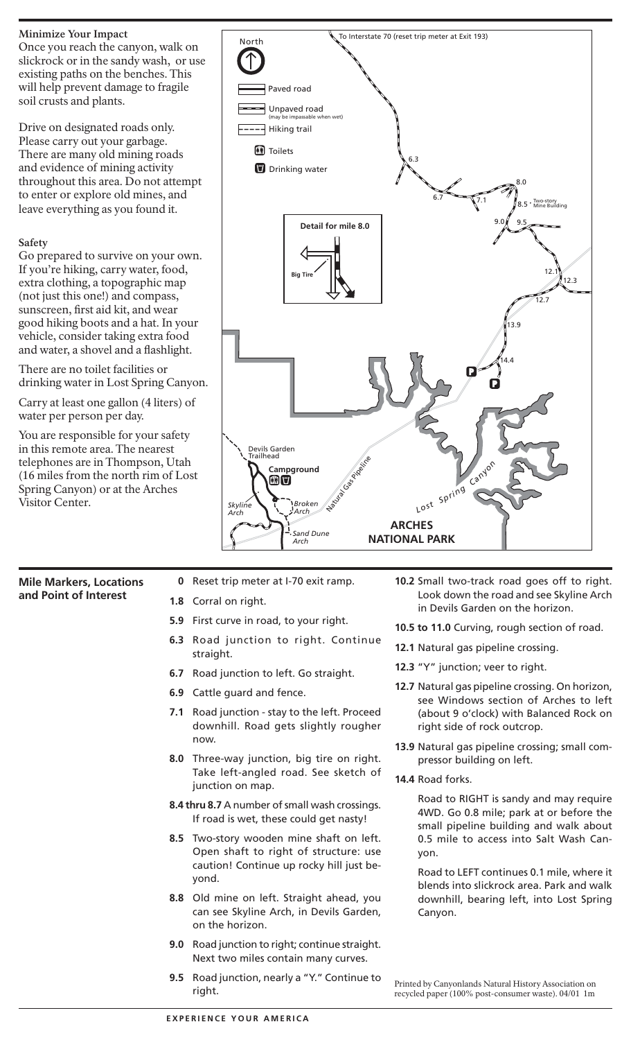### Minimize Your Impact

Once you reach the canyon, walk on slickrock or in the sandy wash, or use existing paths on the benches. This will help prevent damage to fragile soil crusts and plants.

Drive on designated roads only. Please carry out your garbage. There are many old mining roads and evidence of mining activity throughout this area. Do not attempt to enter or explore old mines, and leave everything as you found it.

### Safety

Go prepared to survive on your own. If you're hiking, carry water, food, extra clothing, a topographic map (not just this one!) and compass, sunscreen, first aid kit, and wear good hiking boots and a hat. In your vehicle, consider taking extra food and water, a shovel and a flashlight.

There are no toilet facilities or drinking water in Lost Spring Canyon.

Carry at least one gallon (4 liters) of water per person per day.

You are responsible for your safety in this remote area. The nearest telephones are in Thompson, Utah (16 miles from the north rim of Lost Spring Canyon) or at the Arches Visitor Center.

North

To Interstate 70 (reset trip meter at Exit 193)

Paved road

Unpaved road (may be impassable when wet)

Hiking trail

Toilets

Drinking water

Detail for mile 8.0

Big Tire

6.3

6.7

7.1

8.0

8.5 Two-story Mine Building

9.0

9.5

12.1

12.3

12.7

13.9

14.4

Devils Garden Trailhead

Campground

Skyline Arch

Broken Arch

Sand Dune Arch

Natural Gas Pipeline

Lost Spring Canyon

ARCHES NATIONAL PARK

## Mile Markers, Locations and Point of Interest

**0** Reset trip meter at I-70 exit ramp.

**1.8** Corral on right.

**5.9** First curve in road, to your right.

**6.3** Road junction to right. Continue straight.

**6.7** Road junction to left. Go straight.

**6.9** Cattle guard and fence.

**7.1** Road junction - stay to the left. Proceed downhill. Road gets slightly rougher now.

**8.0** Three-way junction, big tire on right. Take left-angled road. See sketch of junction on map.

**8.4 thru 8.7** A number of small wash crossings. If road is wet, these could get nasty!

**8.5** Two-story wooden mine shaft on left. Open shaft to right of structure: use caution! Continue up rocky hill just beyond.

**8.8** Old mine on left. Straight ahead, you can see Skyline Arch, in Devils Garden, on the horizon.

**9.0** Road junction to right; continue straight. Next two miles contain many curves.

**9.5** Road junction, nearly a "Y." Continue to right.

**10.2** Small two-track road goes off to right. Look down the road and see Skyline Arch in Devils Garden on the horizon.

**10.5 to 11.0** Curving, rough section of road.

**12.1** Natural gas pipeline crossing.

**12.3** "Y" junction; veer to right.

**12.7** Natural gas pipeline crossing. On horizon, see Windows section of Arches to left (about 9 o'clock) with Balanced Rock on right side of rock outcrop.

**13.9** Natural gas pipeline crossing; small compressor building on left.

**14.4** Road forks.

Road to RIGHT is sandy and may require 4WD. Go 0.8 mile; park at or before the small pipeline building and walk about 0.5 mile to access into Salt Wash Canyon.

Road to LEFT continues 0.1 mile, where it blends into slickrock area. Park and walk downhill, bearing left, into Lost Spring Canyon.

Printed by Canyonlands Natural History Association on recycled paper (100% post-consumer waste). 04/01 1m

EXPERIENCE YOUR AMERICA